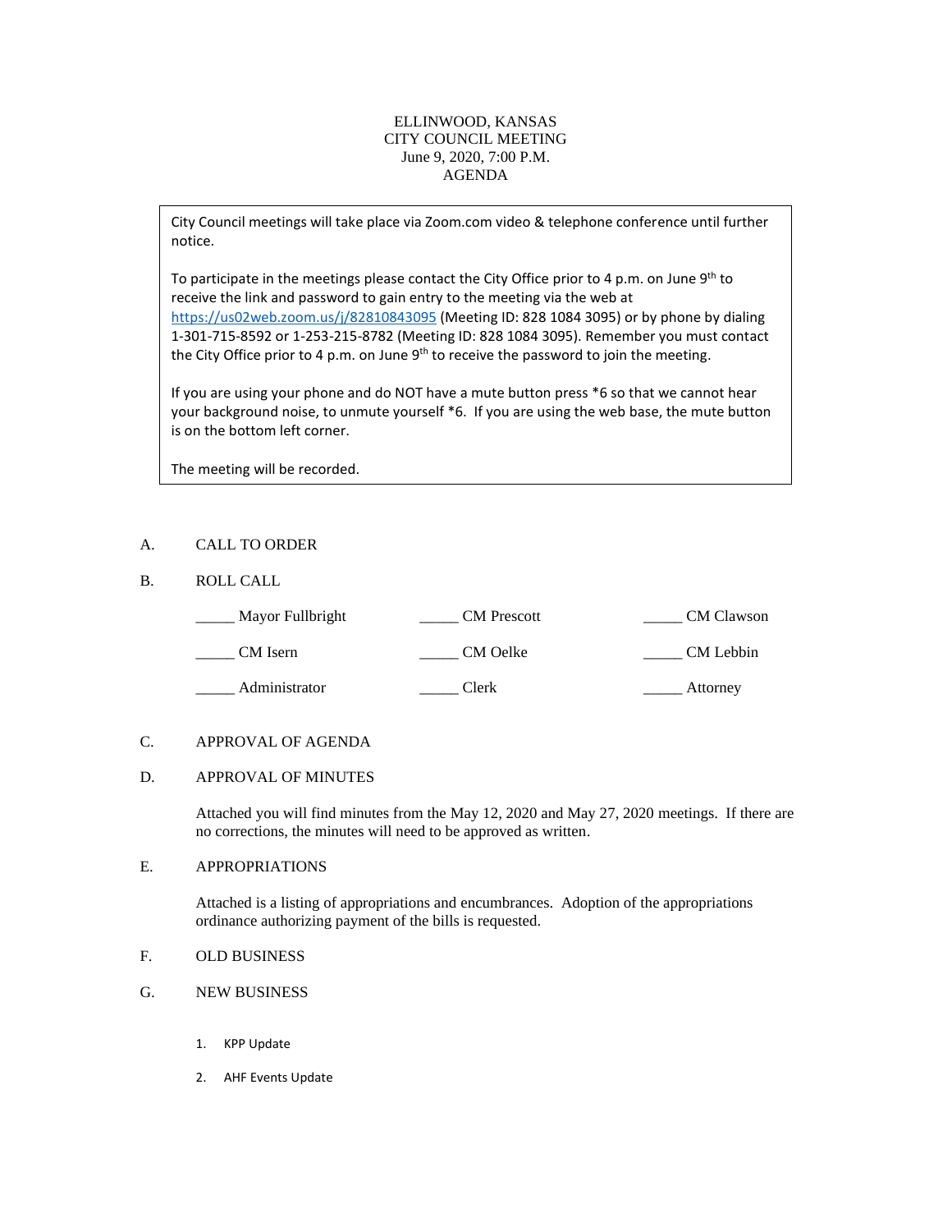# ELLINWOOD, KANSAS
## CITY COUNCIL MEETING
June 9, 2020, 7:00 P.M.

AGENDA

> City Council meetings will take place via Zoom.com video & telephone conference until further notice.
>
> To participate in the meetings please contact the City Office prior to 4 p.m. on June 9th to receive the link and password to gain entry to the meeting via the web at https://us02web.zoom.us/j/82810843095 (Meeting ID: 828 1084 3095) or by phone by dialing 1-301-715-8592 or 1-253-215-8782 (Meeting ID: 828 1084 3095). Remember you must contact the City Office prior to 4 p.m. on June 9th to receive the password to join the meeting.
>
> If you are using your phone and do NOT have a mute button press *6 so that we cannot hear your background noise, to unmute yourself *6. If you are using the web base, the mute button is on the bottom left corner.
>
> The meeting will be recorded.

A. CALL TO ORDER

B. ROLL CALL

| | | |
|---|---|---|
| _____ Mayor Fullbright | _____ CM Prescott | _____ CM Clawson |
| _____ CM Isern | _____ CM Oelke | _____ CM Lebbin |
| _____ Administrator | _____ Clerk | _____ Attorney |

C. APPROVAL OF AGENDA

D. APPROVAL OF MINUTES

Attached you will find minutes from the May 12, 2020 and May 27, 2020 meetings. If there are no corrections, the minutes will need to be approved as written.

E. APPROPRIATIONS

Attached is a listing of appropriations and encumbrances. Adoption of the appropriations ordinance authorizing payment of the bills is requested.

F. OLD BUSINESS

G. NEW BUSINESS

1. KPP Update
2. AHF Events Update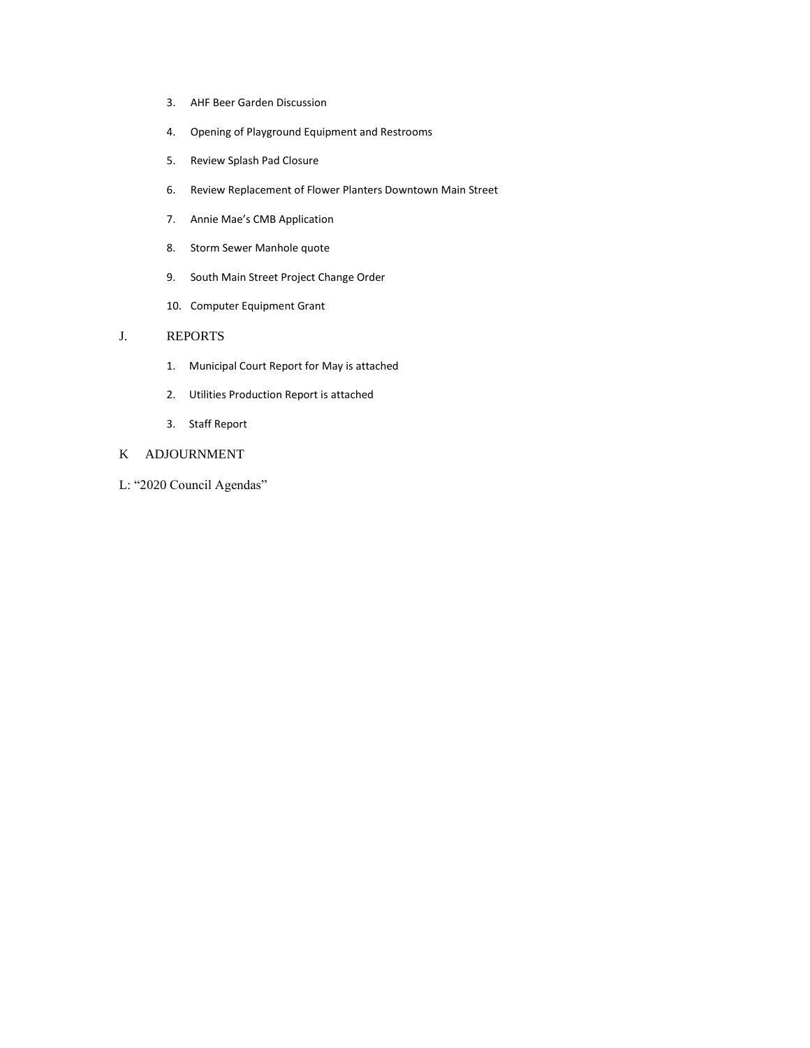3. AHF Beer Garden Discussion

4. Opening of Playground Equipment and Restrooms

5. Review Splash Pad Closure

6. Review Replacement of Flower Planters Downtown Main Street

7. Annie Mae's CMB Application

8. Storm Sewer Manhole quote

9. South Main Street Project Change Order

10. Computer Equipment Grant

J. REPORTS

1. Municipal Court Report for May is attached

2. Utilities Production Report is attached

3. Staff Report

K ADJOURNMENT

L: "2020 Council Agendas"